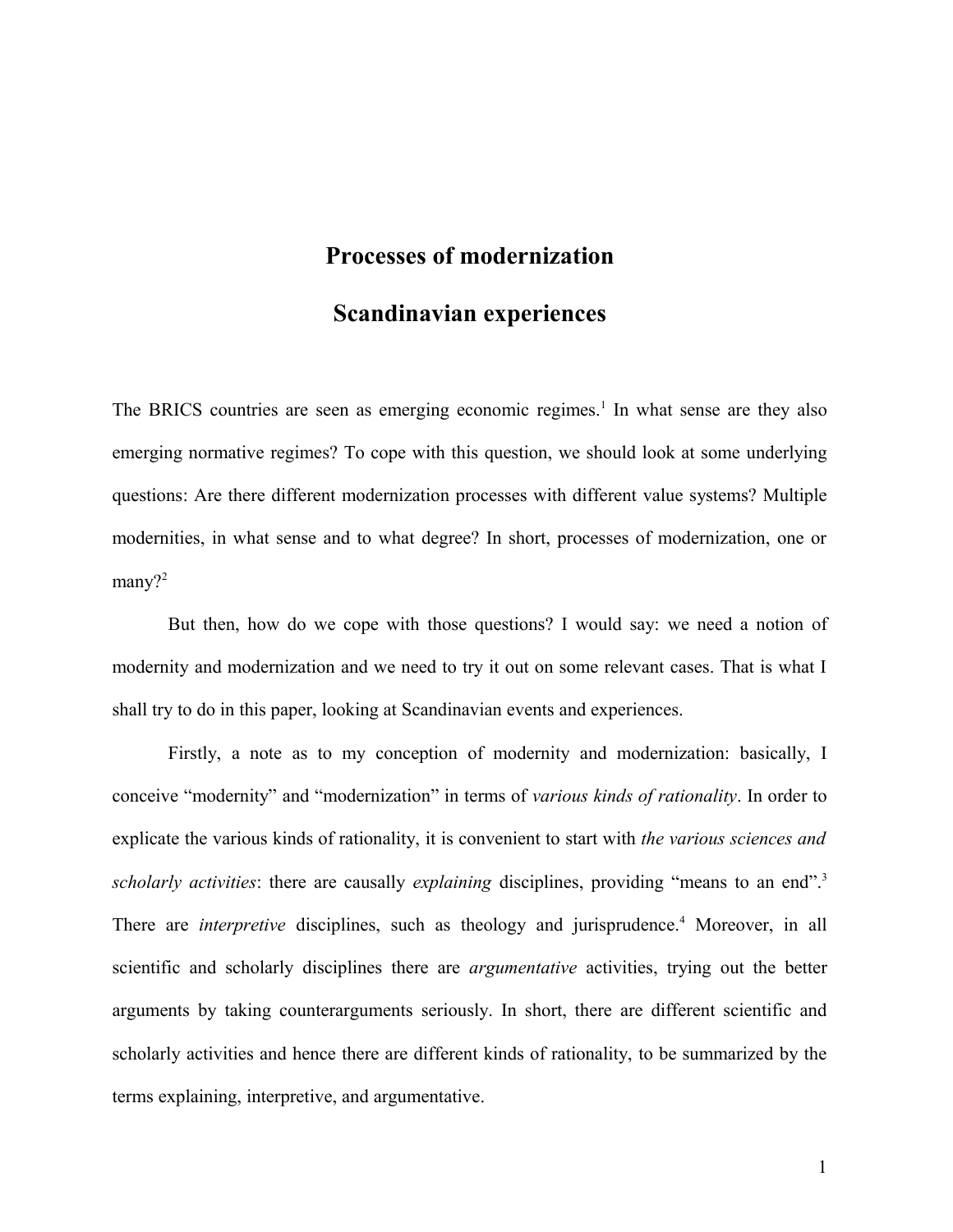# Processes of modernization

## Scandinavian experiences

The BRICS countries are seen as emerging economic regimes.[1] In what sense are they also emerging normative regimes? To cope with this question, we should look at some underlying questions: Are there different modernization processes with different value systems? Multiple modernities, in what sense and to what degree? In short, processes of modernization, one or many?[2]

But then, how do we cope with those questions? I would say: we need a notion of modernity and modernization and we need to try it out on some relevant cases. That is what I shall try to do in this paper, looking at Scandinavian events and experiences.

Firstly, a note as to my conception of modernity and modernization: basically, I conceive "modernity" and "modernization" in terms of *various kinds of rationality*. In order to explicate the various kinds of rationality, it is convenient to start with *the various sciences and scholarly activities*: there are causally *explaining* disciplines, providing "means to an end".[3] There are *interpretive* disciplines, such as theology and jurisprudence.[4] Moreover, in all scientific and scholarly disciplines there are *argumentative* activities, trying out the better arguments by taking counterarguments seriously. In short, there are different scientific and scholarly activities and hence there are different kinds of rationality, to be summarized by the terms explaining, interpretive, and argumentative.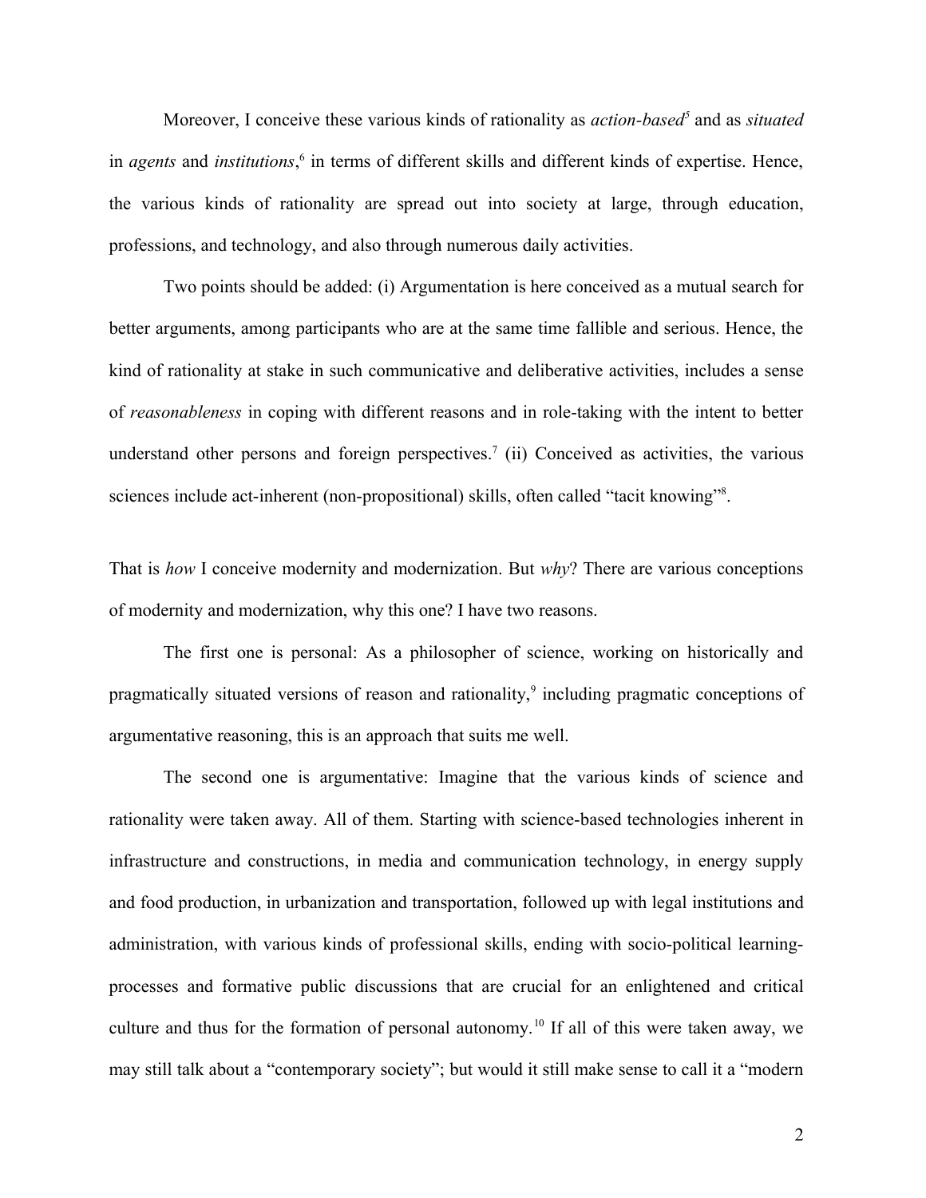Moreover, I conceive these various kinds of rationality as *action-based*[5] and as *situated* in *agents* and *institutions*,[6] in terms of different skills and different kinds of expertise. Hence, the various kinds of rationality are spread out into society at large, through education, professions, and technology, and also through numerous daily activities.

Two points should be added: (i) Argumentation is here conceived as a mutual search for better arguments, among participants who are at the same time fallible and serious. Hence, the kind of rationality at stake in such communicative and deliberative activities, includes a sense of *reasonableness* in coping with different reasons and in role-taking with the intent to better understand other persons and foreign perspectives.[7] (ii) Conceived as activities, the various sciences include act-inherent (non-propositional) skills, often called "tacit knowing"[8].

That is *how* I conceive modernity and modernization. But *why*? There are various conceptions of modernity and modernization, why this one? I have two reasons.

The first one is personal: As a philosopher of science, working on historically and pragmatically situated versions of reason and rationality,[9] including pragmatic conceptions of argumentative reasoning, this is an approach that suits me well.

The second one is argumentative: Imagine that the various kinds of science and rationality were taken away. All of them. Starting with science-based technologies inherent in infrastructure and constructions, in media and communication technology, in energy supply and food production, in urbanization and transportation, followed up with legal institutions and administration, with various kinds of professional skills, ending with socio-political learning-processes and formative public discussions that are crucial for an enlightened and critical culture and thus for the formation of personal autonomy.[10] If all of this were taken away, we may still talk about a "contemporary society"; but would it still make sense to call it a "modern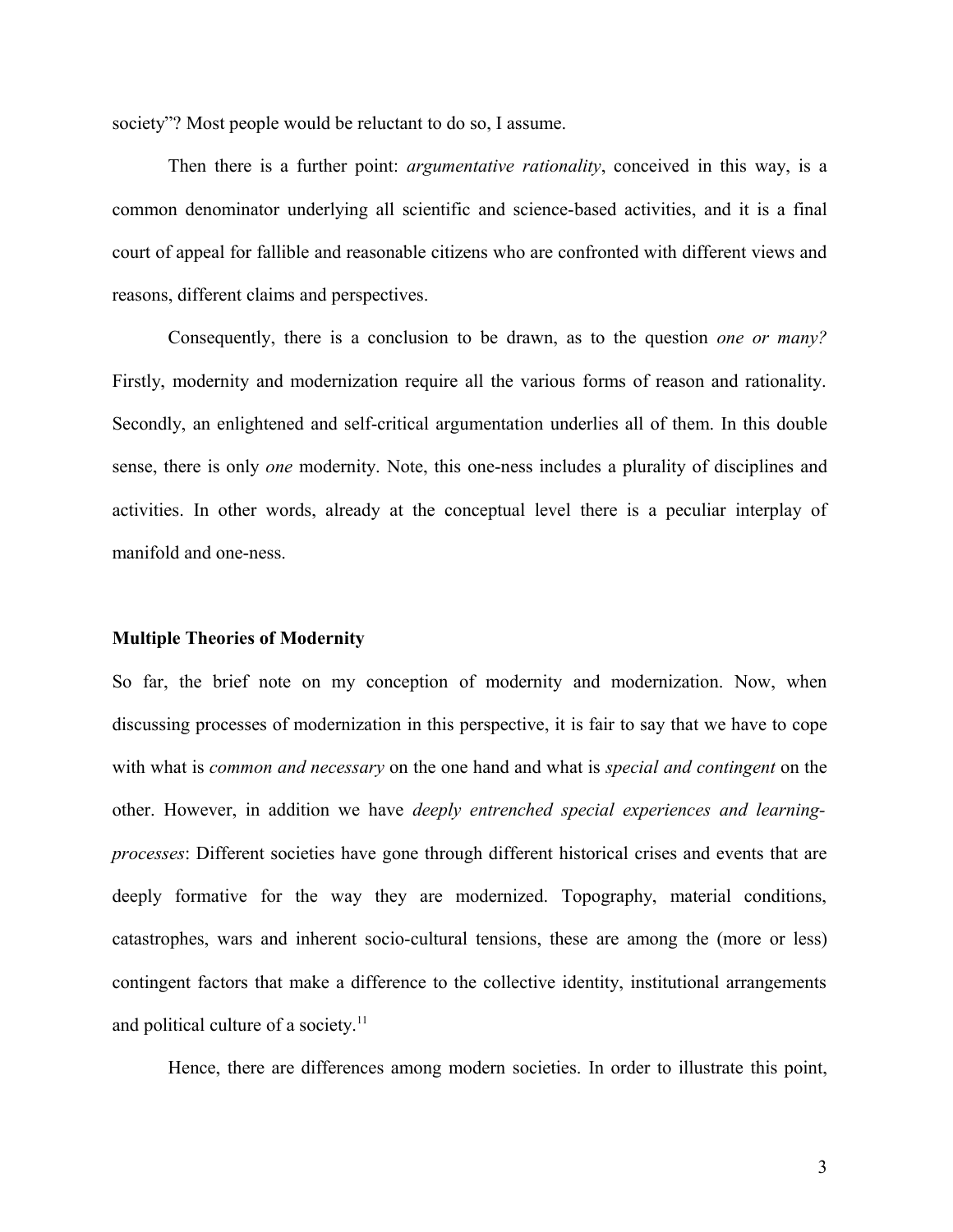society”? Most people would be reluctant to do so, I assume.

Then there is a further point: *argumentative rationality*, conceived in this way, is a common denominator underlying all scientific and science-based activities, and it is a final court of appeal for fallible and reasonable citizens who are confronted with different views and reasons, different claims and perspectives.

Consequently, there is a conclusion to be drawn, as to the question *one or many?* Firstly, modernity and modernization require all the various forms of reason and rationality. Secondly, an enlightened and self-critical argumentation underlies all of them. In this double sense, there is only *one* modernity. Note, this one-ness includes a plurality of disciplines and activities. In other words, already at the conceptual level there is a peculiar interplay of manifold and one-ness.

## Multiple Theories of Modernity

So far, the brief note on my conception of modernity and modernization. Now, when discussing processes of modernization in this perspective, it is fair to say that we have to cope with what is *common and necessary* on the one hand and what is *special and contingent* on the other. However, in addition we have *deeply entrenched special experiences and learning-processes*: Different societies have gone through different historical crises and events that are deeply formative for the way they are modernized. Topography, material conditions, catastrophes, wars and inherent socio-cultural tensions, these are among the (more or less) contingent factors that make a difference to the collective identity, institutional arrangements and political culture of a society.[11]

Hence, there are differences among modern societies. In order to illustrate this point,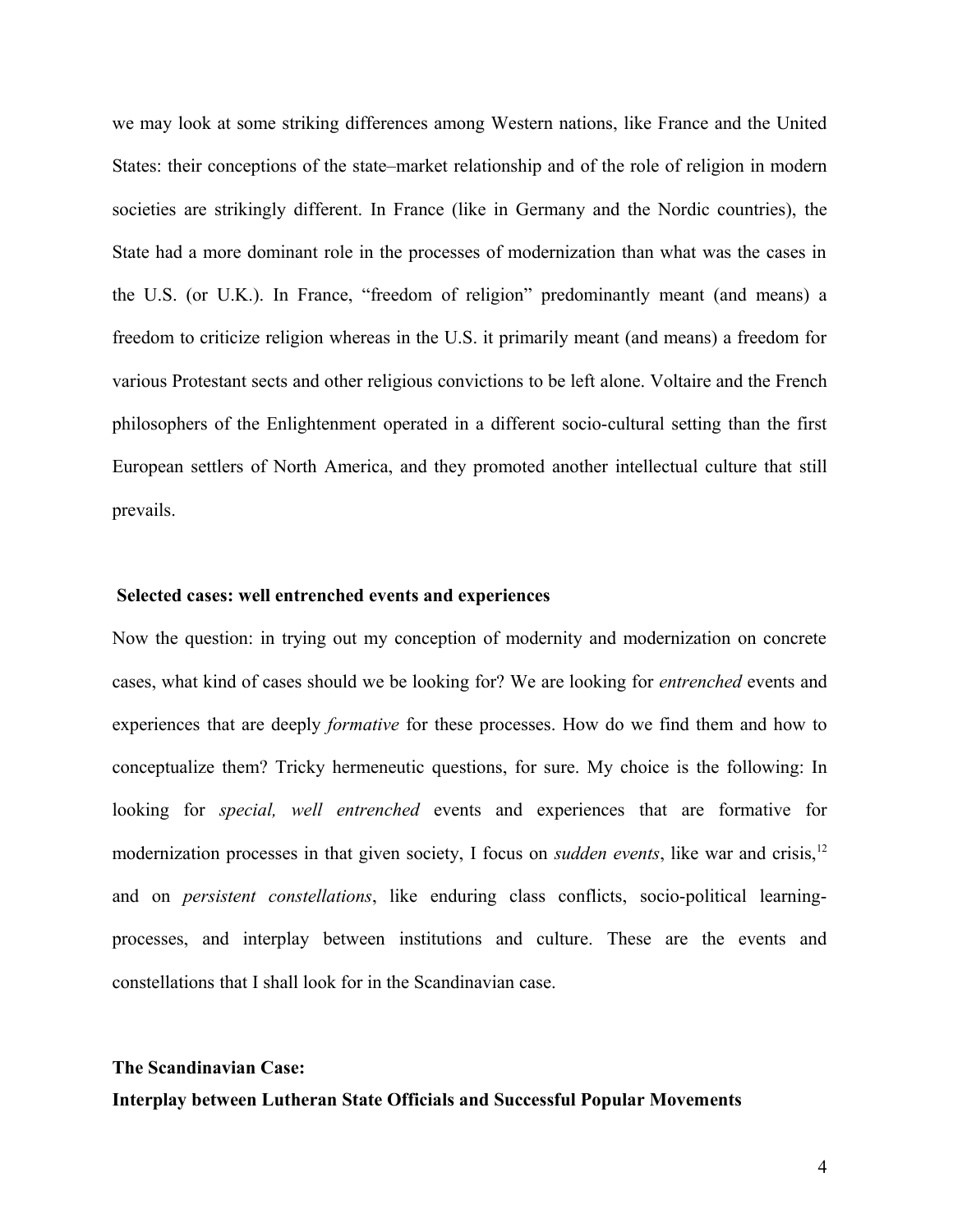we may look at some striking differences among Western nations, like France and the United States: their conceptions of the state–market relationship and of the role of religion in modern societies are strikingly different. In France (like in Germany and the Nordic countries), the State had a more dominant role in the processes of modernization than what was the cases in the U.S. (or U.K.). In France, "freedom of religion" predominantly meant (and means) a freedom to criticize religion whereas in the U.S. it primarily meant (and means) a freedom for various Protestant sects and other religious convictions to be left alone. Voltaire and the French philosophers of the Enlightenment operated in a different socio-cultural setting than the first European settlers of North America, and they promoted another intellectual culture that still prevails.

## Selected cases: well entrenched events and experiences

Now the question: in trying out my conception of modernity and modernization on concrete cases, what kind of cases should we be looking for? We are looking for *entrenched* events and experiences that are deeply *formative* for these processes. How do we find them and how to conceptualize them? Tricky hermeneutic questions, for sure. My choice is the following: In looking for *special, well entrenched* events and experiences that are formative for modernization processes in that given society, I focus on *sudden events*, like war and crisis,[12] and on *persistent constellations*, like enduring class conflicts, socio-political learning-processes, and interplay between institutions and culture. These are the events and constellations that I shall look for in the Scandinavian case.

## The Scandinavian Case:
## Interplay between Lutheran State Officials and Successful Popular Movements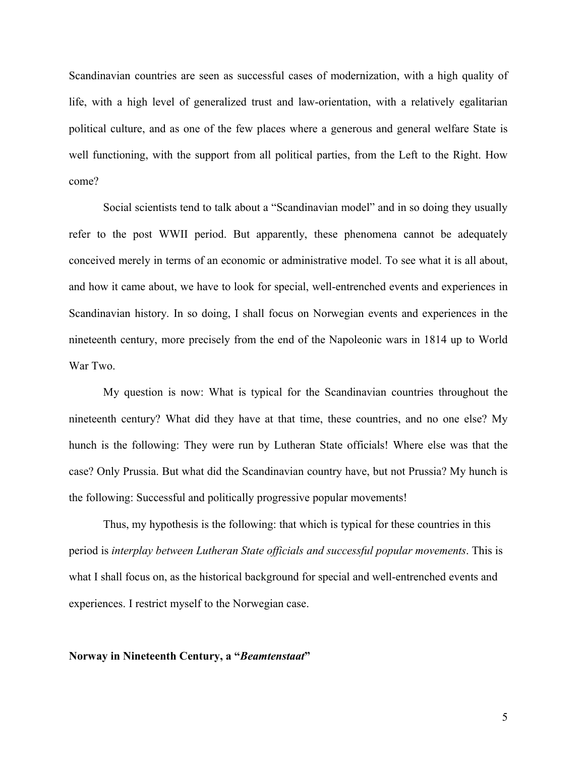Scandinavian countries are seen as successful cases of modernization, with a high quality of life, with a high level of generalized trust and law-orientation, with a relatively egalitarian political culture, and as one of the few places where a generous and general welfare State is well functioning, with the support from all political parties, from the Left to the Right. How come?

Social scientists tend to talk about a "Scandinavian model" and in so doing they usually refer to the post WWII period. But apparently, these phenomena cannot be adequately conceived merely in terms of an economic or administrative model. To see what it is all about, and how it came about, we have to look for special, well-entrenched events and experiences in Scandinavian history. In so doing, I shall focus on Norwegian events and experiences in the nineteenth century, more precisely from the end of the Napoleonic wars in 1814 up to World War Two.

My question is now: What is typical for the Scandinavian countries throughout the nineteenth century? What did they have at that time, these countries, and no one else? My hunch is the following: They were run by Lutheran State officials! Where else was that the case? Only Prussia. But what did the Scandinavian country have, but not Prussia? My hunch is the following: Successful and politically progressive popular movements!

Thus, my hypothesis is the following: that which is typical for these countries in this period is *interplay between Lutheran State officials and successful popular movements*. This is what I shall focus on, as the historical background for special and well-entrenched events and experiences. I restrict myself to the Norwegian case.

## Norway in Nineteenth Century, a "*Beamtenstaat*"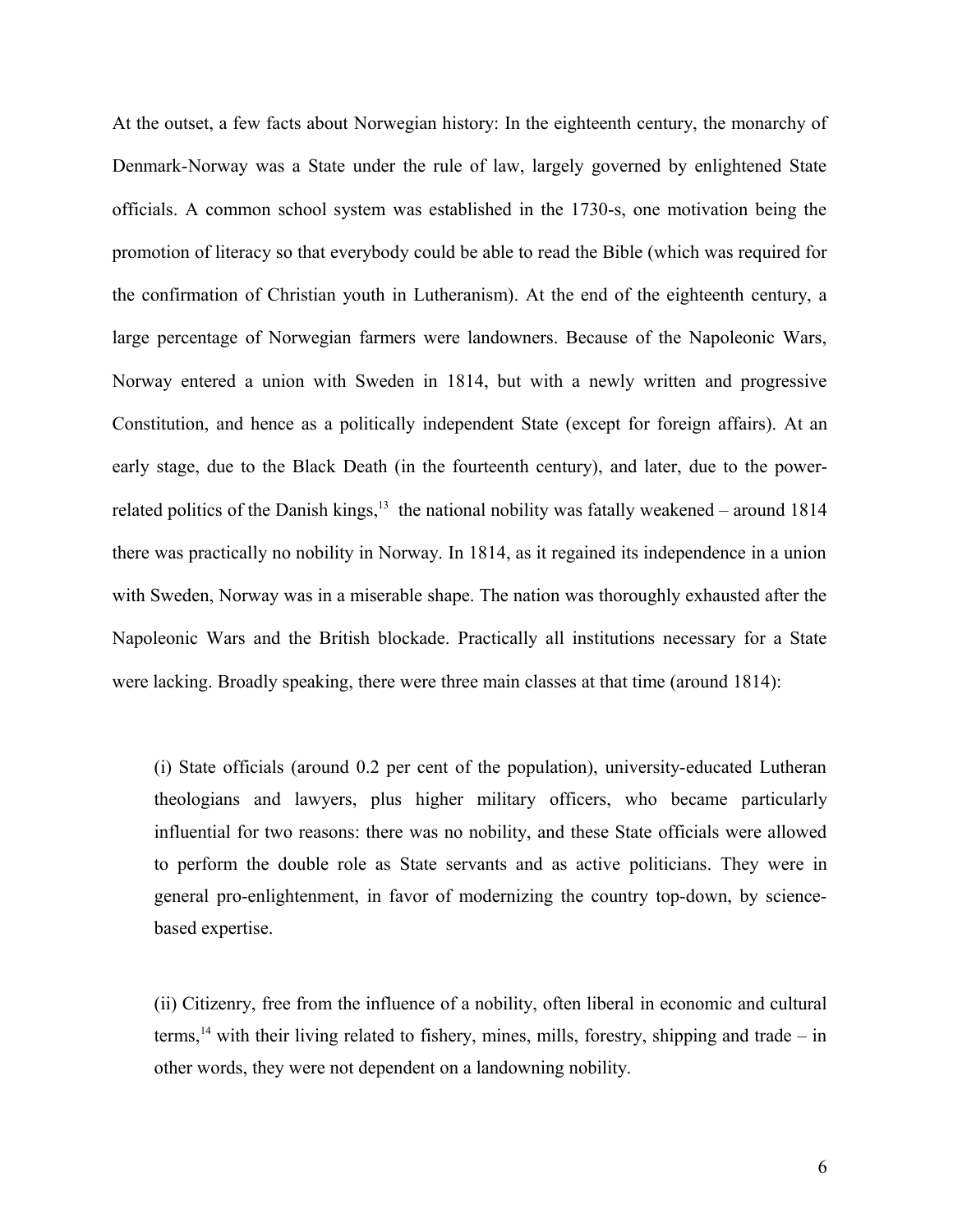At the outset, a few facts about Norwegian history: In the eighteenth century, the monarchy of Denmark-Norway was a State under the rule of law, largely governed by enlightened State officials. A common school system was established in the 1730-s, one motivation being the promotion of literacy so that everybody could be able to read the Bible (which was required for the confirmation of Christian youth in Lutheranism). At the end of the eighteenth century, a large percentage of Norwegian farmers were landowners. Because of the Napoleonic Wars, Norway entered a union with Sweden in 1814, but with a newly written and progressive Constitution, and hence as a politically independent State (except for foreign affairs). At an early stage, due to the Black Death (in the fourteenth century), and later, due to the power-related politics of the Danish kings,[13] the national nobility was fatally weakened – around 1814 there was practically no nobility in Norway. In 1814, as it regained its independence in a union with Sweden, Norway was in a miserable shape. The nation was thoroughly exhausted after the Napoleonic Wars and the British blockade. Practically all institutions necessary for a State were lacking. Broadly speaking, there were three main classes at that time (around 1814):

> (i) State officials (around 0.2 per cent of the population), university-educated Lutheran theologians and lawyers, plus higher military officers, who became particularly influential for two reasons: there was no nobility, and these State officials were allowed to perform the double role as State servants and as active politicians. They were in general pro-enlightenment, in favor of modernizing the country top-down, by science-based expertise.

> (ii) Citizenry, free from the influence of a nobility, often liberal in economic and cultural terms,[14] with their living related to fishery, mines, mills, forestry, shipping and trade – in other words, they were not dependent on a landowning nobility.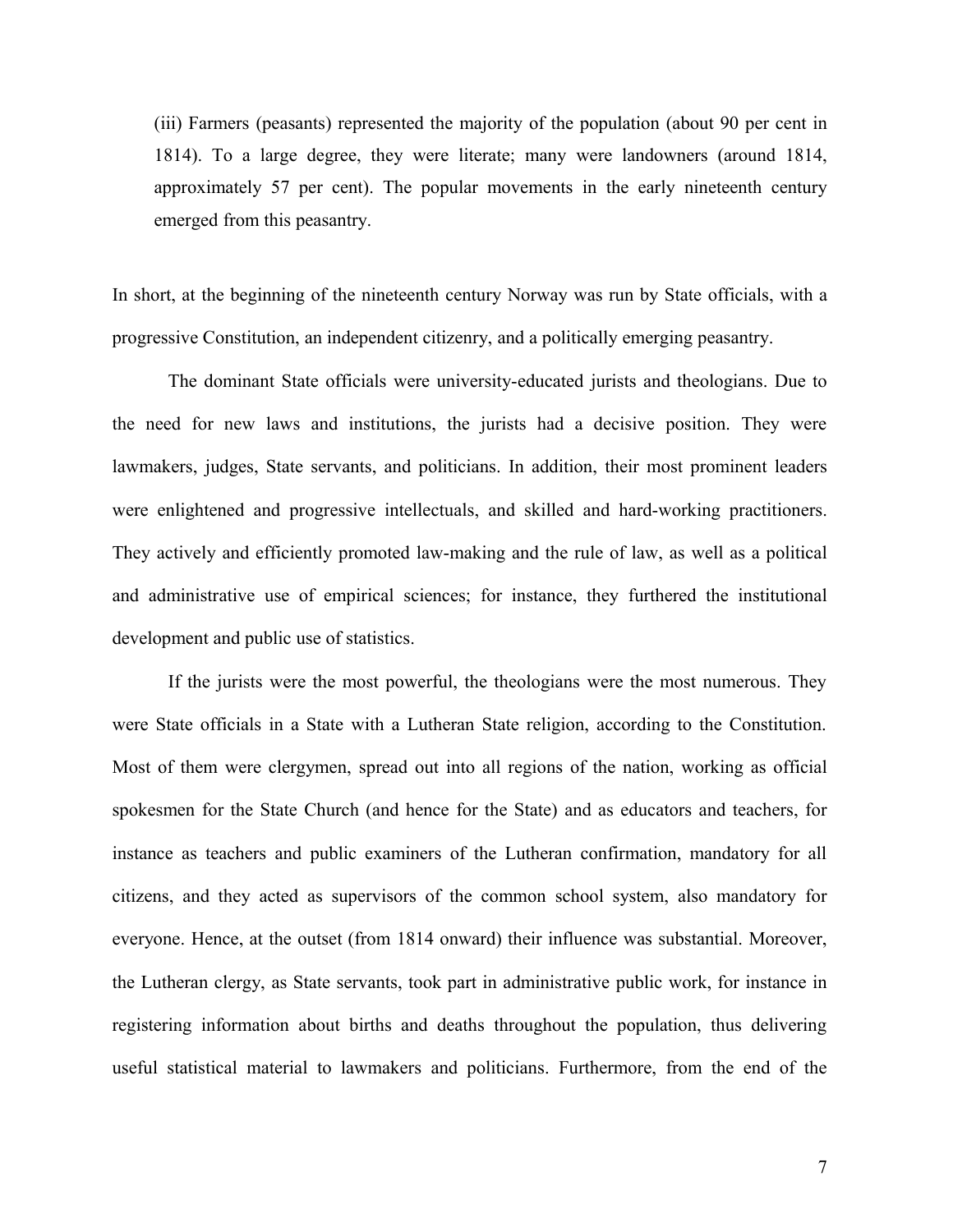(iii) Farmers (peasants) represented the majority of the population (about 90 per cent in 1814). To a large degree, they were literate; many were landowners (around 1814, approximately 57 per cent). The popular movements in the early nineteenth century emerged from this peasantry.

In short, at the beginning of the nineteenth century Norway was run by State officials, with a progressive Constitution, an independent citizenry, and a politically emerging peasantry.

The dominant State officials were university-educated jurists and theologians. Due to the need for new laws and institutions, the jurists had a decisive position. They were lawmakers, judges, State servants, and politicians. In addition, their most prominent leaders were enlightened and progressive intellectuals, and skilled and hard-working practitioners. They actively and efficiently promoted law-making and the rule of law, as well as a political and administrative use of empirical sciences; for instance, they furthered the institutional development and public use of statistics.

If the jurists were the most powerful, the theologians were the most numerous. They were State officials in a State with a Lutheran State religion, according to the Constitution. Most of them were clergymen, spread out into all regions of the nation, working as official spokesmen for the State Church (and hence for the State) and as educators and teachers, for instance as teachers and public examiners of the Lutheran confirmation, mandatory for all citizens, and they acted as supervisors of the common school system, also mandatory for everyone. Hence, at the outset (from 1814 onward) their influence was substantial. Moreover, the Lutheran clergy, as State servants, took part in administrative public work, for instance in registering information about births and deaths throughout the population, thus delivering useful statistical material to lawmakers and politicians. Furthermore, from the end of the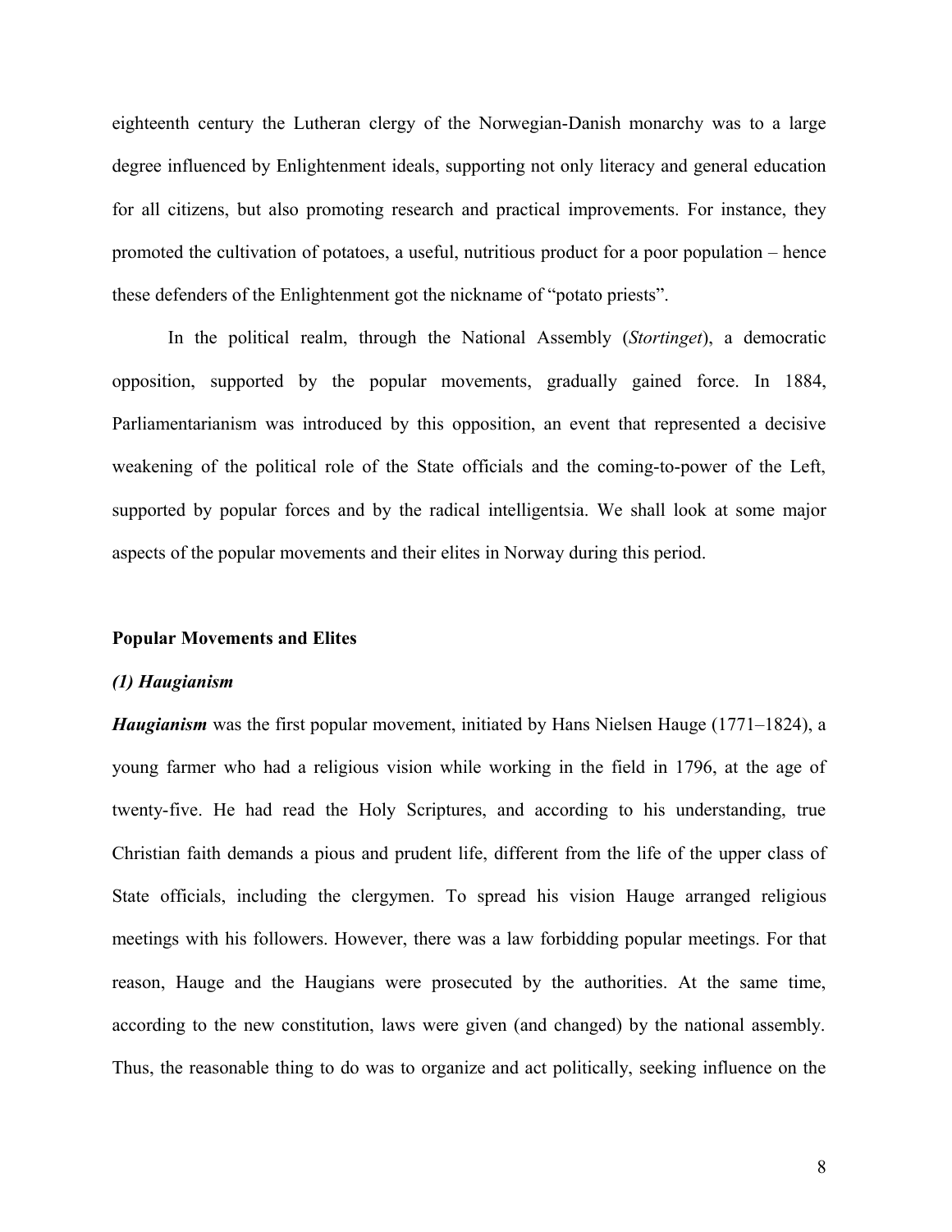eighteenth century the Lutheran clergy of the Norwegian-Danish monarchy was to a large degree influenced by Enlightenment ideals, supporting not only literacy and general education for all citizens, but also promoting research and practical improvements. For instance, they promoted the cultivation of potatoes, a useful, nutritious product for a poor population – hence these defenders of the Enlightenment got the nickname of "potato priests".

In the political realm, through the National Assembly (*Stortinget*), a democratic opposition, supported by the popular movements, gradually gained force. In 1884, Parliamentarianism was introduced by this opposition, an event that represented a decisive weakening of the political role of the State officials and the coming-to-power of the Left, supported by popular forces and by the radical intelligentsia. We shall look at some major aspects of the popular movements and their elites in Norway during this period.

## Popular Movements and Elites

### *(1) Haugianism*

***Haugianism*** was the first popular movement, initiated by Hans Nielsen Hauge (1771–1824), a young farmer who had a religious vision while working in the field in 1796, at the age of twenty-five. He had read the Holy Scriptures, and according to his understanding, true Christian faith demands a pious and prudent life, different from the life of the upper class of State officials, including the clergymen. To spread his vision Hauge arranged religious meetings with his followers. However, there was a law forbidding popular meetings. For that reason, Hauge and the Haugians were prosecuted by the authorities. At the same time, according to the new constitution, laws were given (and changed) by the national assembly. Thus, the reasonable thing to do was to organize and act politically, seeking influence on the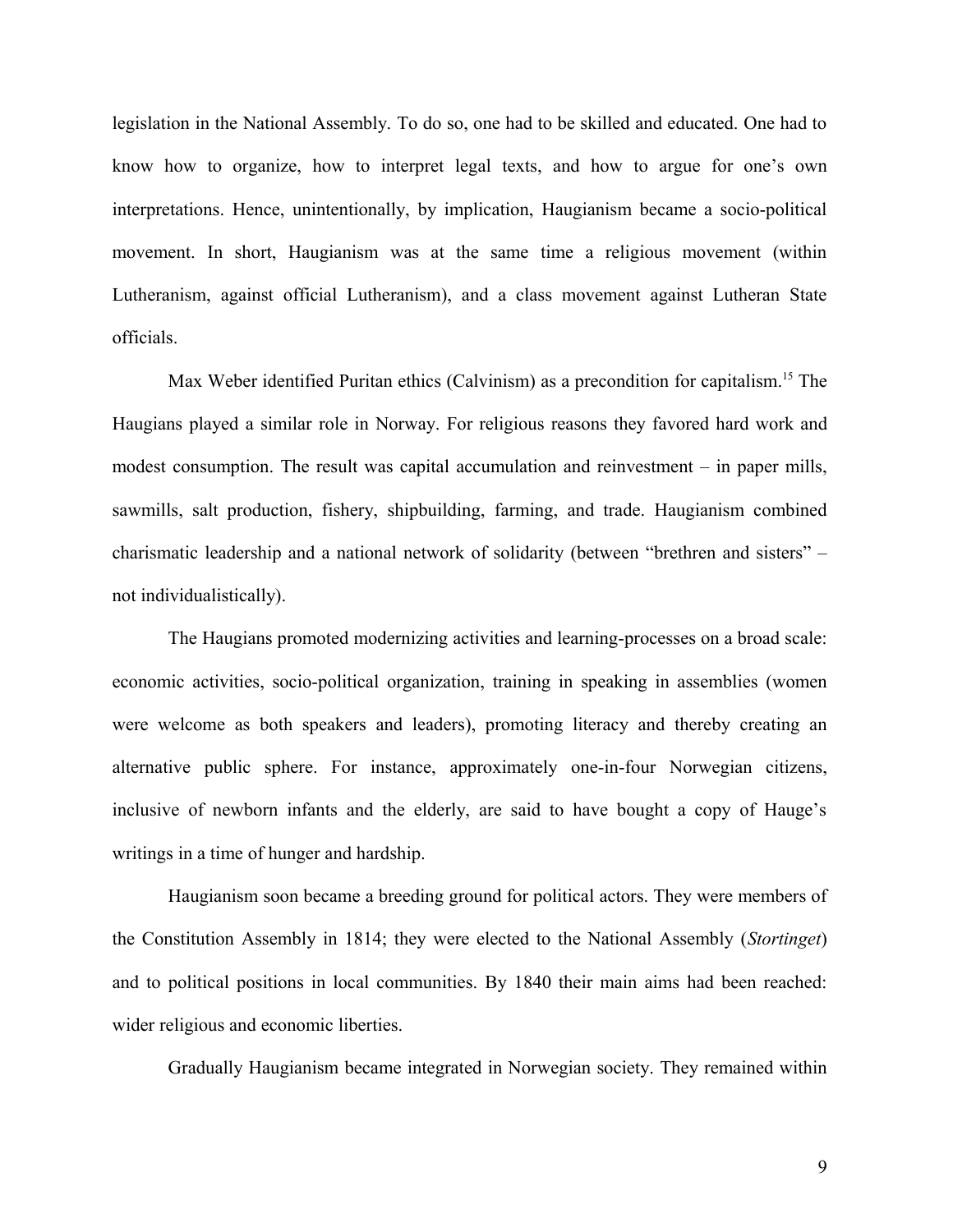legislation in the National Assembly. To do so, one had to be skilled and educated. One had to know how to organize, how to interpret legal texts, and how to argue for one's own interpretations. Hence, unintentionally, by implication, Haugianism became a socio-political movement. In short, Haugianism was at the same time a religious movement (within Lutheranism, against official Lutheranism), and a class movement against Lutheran State officials.

Max Weber identified Puritan ethics (Calvinism) as a precondition for capitalism.[15] The Haugians played a similar role in Norway. For religious reasons they favored hard work and modest consumption. The result was capital accumulation and reinvestment – in paper mills, sawmills, salt production, fishery, shipbuilding, farming, and trade. Haugianism combined charismatic leadership and a national network of solidarity (between "brethren and sisters" – not individualistically).

The Haugians promoted modernizing activities and learning-processes on a broad scale: economic activities, socio-political organization, training in speaking in assemblies (women were welcome as both speakers and leaders), promoting literacy and thereby creating an alternative public sphere. For instance, approximately one-in-four Norwegian citizens, inclusive of newborn infants and the elderly, are said to have bought a copy of Hauge's writings in a time of hunger and hardship.

Haugianism soon became a breeding ground for political actors. They were members of the Constitution Assembly in 1814; they were elected to the National Assembly (*Stortinget*) and to political positions in local communities. By 1840 their main aims had been reached: wider religious and economic liberties.

Gradually Haugianism became integrated in Norwegian society. They remained within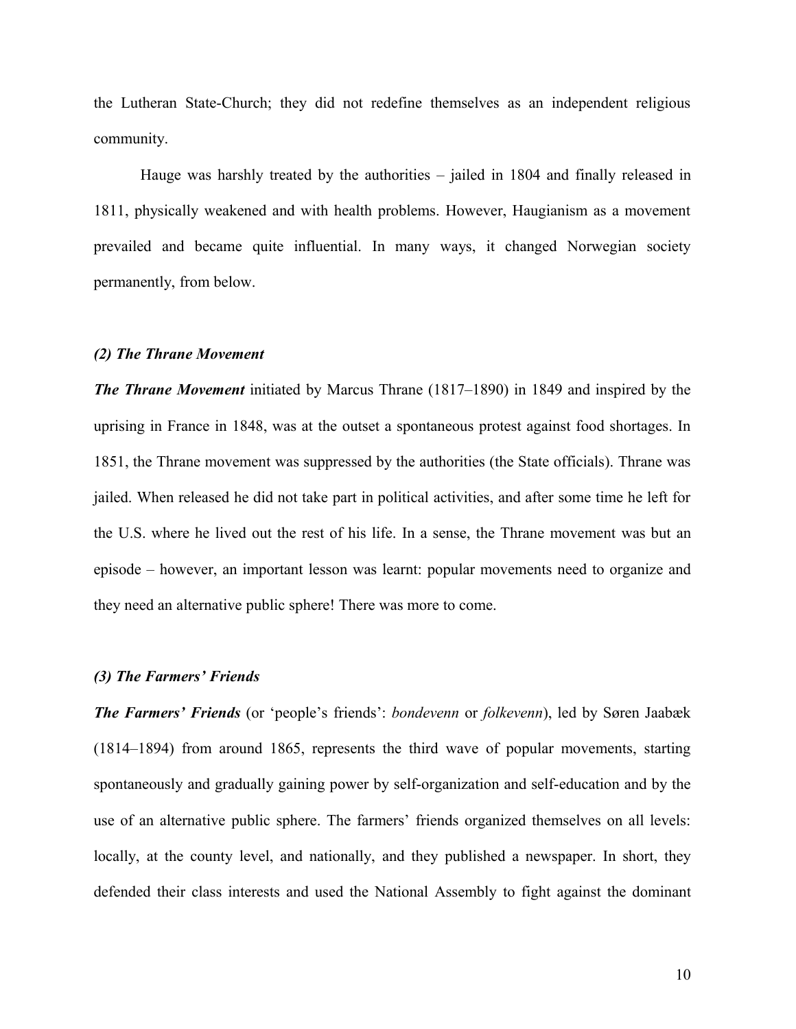the Lutheran State-Church; they did not redefine themselves as an independent religious community.

Hauge was harshly treated by the authorities – jailed in 1804 and finally released in 1811, physically weakened and with health problems. However, Haugianism as a movement prevailed and became quite influential. In many ways, it changed Norwegian society permanently, from below.

### *(2) The Thrane Movement*

***The Thrane Movement*** initiated by Marcus Thrane (1817–1890) in 1849 and inspired by the uprising in France in 1848, was at the outset a spontaneous protest against food shortages. In 1851, the Thrane movement was suppressed by the authorities (the State officials). Thrane was jailed. When released he did not take part in political activities, and after some time he left for the U.S. where he lived out the rest of his life. In a sense, the Thrane movement was but an episode – however, an important lesson was learnt: popular movements need to organize and they need an alternative public sphere! There was more to come.

### *(3) The Farmers' Friends*

***The Farmers' Friends*** (or 'people's friends': *bondevenn* or *folkevenn*), led by Søren Jaabæk (1814–1894) from around 1865, represents the third wave of popular movements, starting spontaneously and gradually gaining power by self-organization and self-education and by the use of an alternative public sphere. The farmers' friends organized themselves on all levels: locally, at the county level, and nationally, and they published a newspaper. In short, they defended their class interests and used the National Assembly to fight against the dominant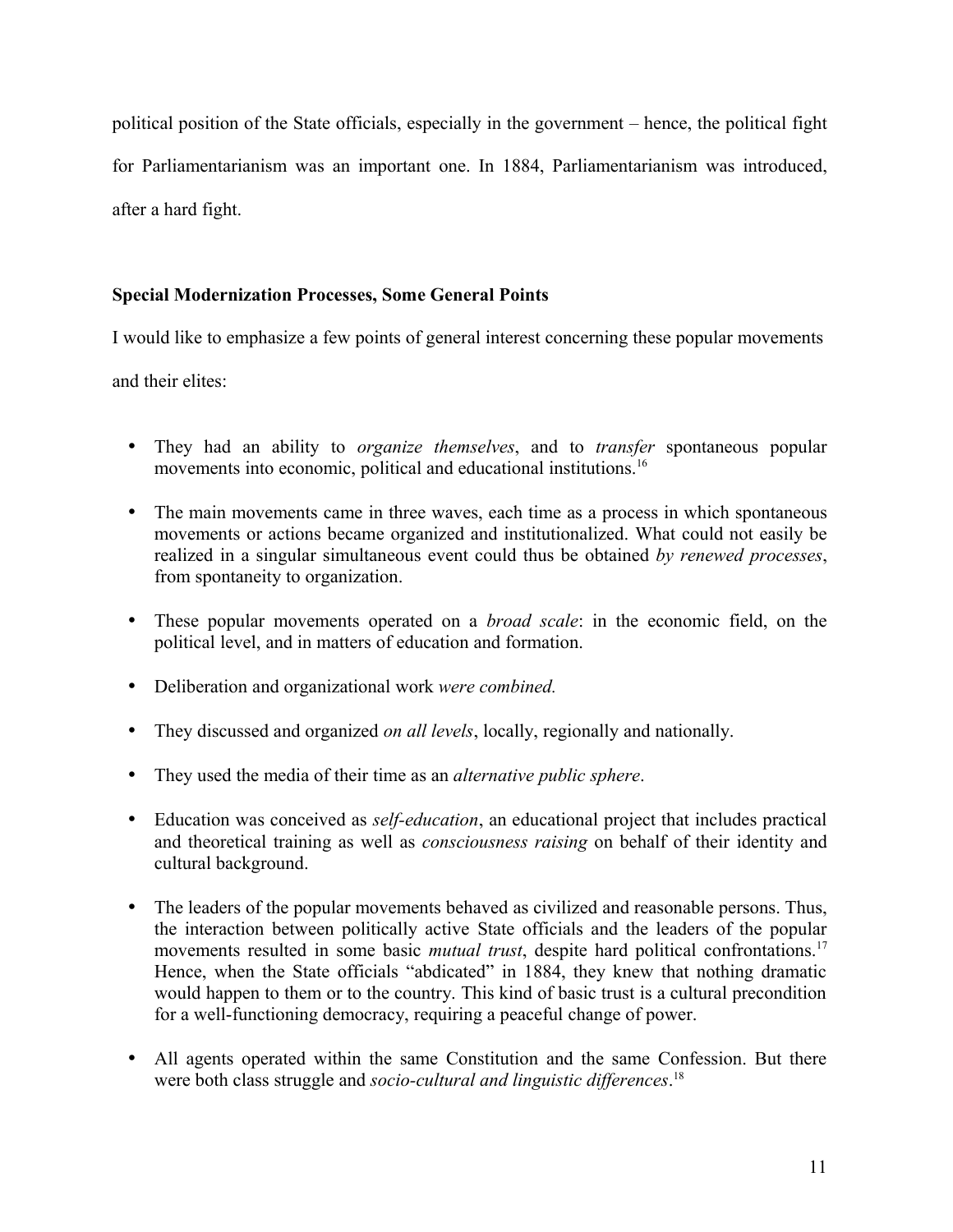political position of the State officials, especially in the government – hence, the political fight for Parliamentarianism was an important one. In 1884, Parliamentarianism was introduced, after a hard fight.

**Special Modernization Processes, Some General Points**

I would like to emphasize a few points of general interest concerning these popular movements and their elites:

- They had an ability to *organize themselves*, and to *transfer* spontaneous popular movements into economic, political and educational institutions.[16]

- The main movements came in three waves, each time as a process in which spontaneous movements or actions became organized and institutionalized. What could not easily be realized in a singular simultaneous event could thus be obtained *by renewed processes*, from spontaneity to organization.

- These popular movements operated on a *broad scale*: in the economic field, on the political level, and in matters of education and formation.

- Deliberation and organizational work *were combined.*

- They discussed and organized *on all levels*, locally, regionally and nationally.

- They used the media of their time as an *alternative public sphere*.

- Education was conceived as *self-education*, an educational project that includes practical and theoretical training as well as *consciousness raising* on behalf of their identity and cultural background.

- The leaders of the popular movements behaved as civilized and reasonable persons. Thus, the interaction between politically active State officials and the leaders of the popular movements resulted in some basic *mutual trust*, despite hard political confrontations.[17] Hence, when the State officials "abdicated" in 1884, they knew that nothing dramatic would happen to them or to the country. This kind of basic trust is a cultural precondition for a well-functioning democracy, requiring a peaceful change of power.

- All agents operated within the same Constitution and the same Confession. But there were both class struggle and *socio-cultural and linguistic differences*.[18]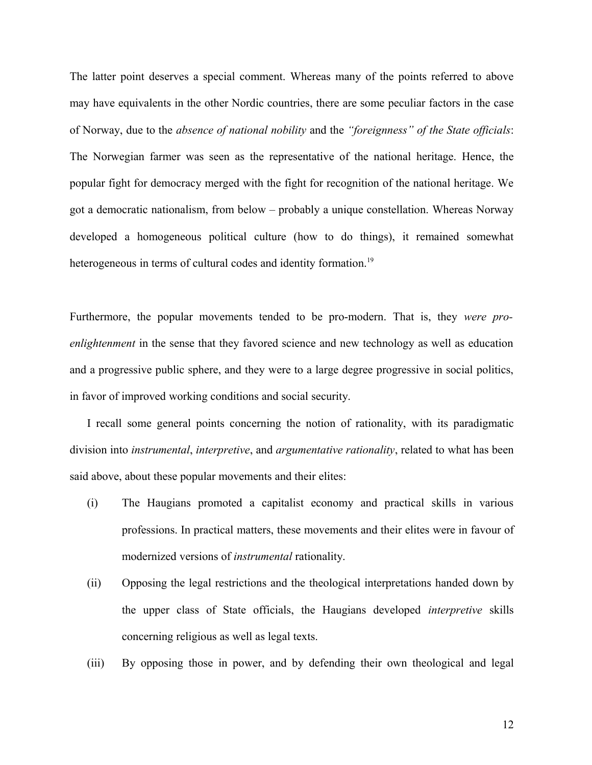The latter point deserves a special comment. Whereas many of the points referred to above may have equivalents in the other Nordic countries, there are some peculiar factors in the case of Norway, due to the *absence of national nobility* and the *"foreignness" of the State officials*: The Norwegian farmer was seen as the representative of the national heritage. Hence, the popular fight for democracy merged with the fight for recognition of the national heritage. We got a democratic nationalism, from below – probably a unique constellation. Whereas Norway developed a homogeneous political culture (how to do things), it remained somewhat heterogeneous in terms of cultural codes and identity formation.[19]

Furthermore, the popular movements tended to be pro-modern. That is, they *were pro-enlightenment* in the sense that they favored science and new technology as well as education and a progressive public sphere, and they were to a large degree progressive in social politics, in favor of improved working conditions and social security.

I recall some general points concerning the notion of rationality, with its paradigmatic division into *instrumental*, *interpretive*, and *argumentative rationality*, related to what has been said above, about these popular movements and their elites:

(i) The Haugians promoted a capitalist economy and practical skills in various professions. In practical matters, these movements and their elites were in favour of modernized versions of *instrumental* rationality.

(ii) Opposing the legal restrictions and the theological interpretations handed down by the upper class of State officials, the Haugians developed *interpretive* skills concerning religious as well as legal texts.

(iii) By opposing those in power, and by defending their own theological and legal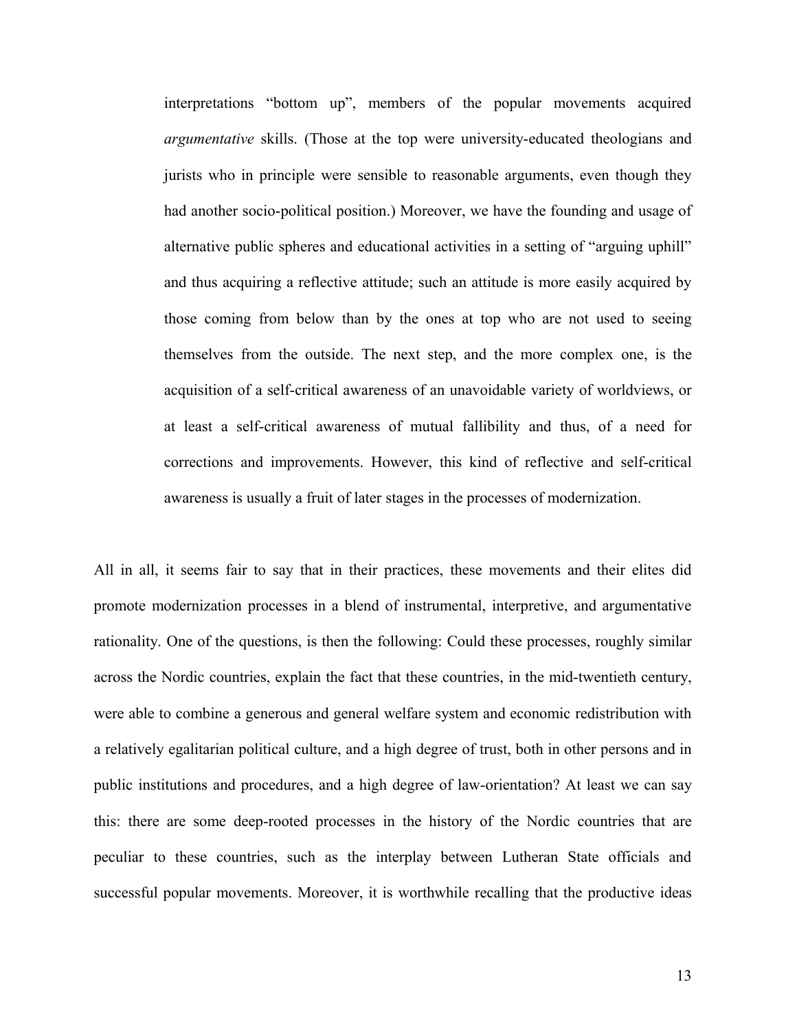interpretations "bottom up", members of the popular movements acquired *argumentative* skills. (Those at the top were university-educated theologians and jurists who in principle were sensible to reasonable arguments, even though they had another socio-political position.) Moreover, we have the founding and usage of alternative public spheres and educational activities in a setting of "arguing uphill" and thus acquiring a reflective attitude; such an attitude is more easily acquired by those coming from below than by the ones at top who are not used to seeing themselves from the outside. The next step, and the more complex one, is the acquisition of a self-critical awareness of an unavoidable variety of worldviews, or at least a self-critical awareness of mutual fallibility and thus, of a need for corrections and improvements. However, this kind of reflective and self-critical awareness is usually a fruit of later stages in the processes of modernization.

All in all, it seems fair to say that in their practices, these movements and their elites did promote modernization processes in a blend of instrumental, interpretive, and argumentative rationality. One of the questions, is then the following: Could these processes, roughly similar across the Nordic countries, explain the fact that these countries, in the mid-twentieth century, were able to combine a generous and general welfare system and economic redistribution with a relatively egalitarian political culture, and a high degree of trust, both in other persons and in public institutions and procedures, and a high degree of law-orientation? At least we can say this: there are some deep-rooted processes in the history of the Nordic countries that are peculiar to these countries, such as the interplay between Lutheran State officials and successful popular movements. Moreover, it is worthwhile recalling that the productive ideas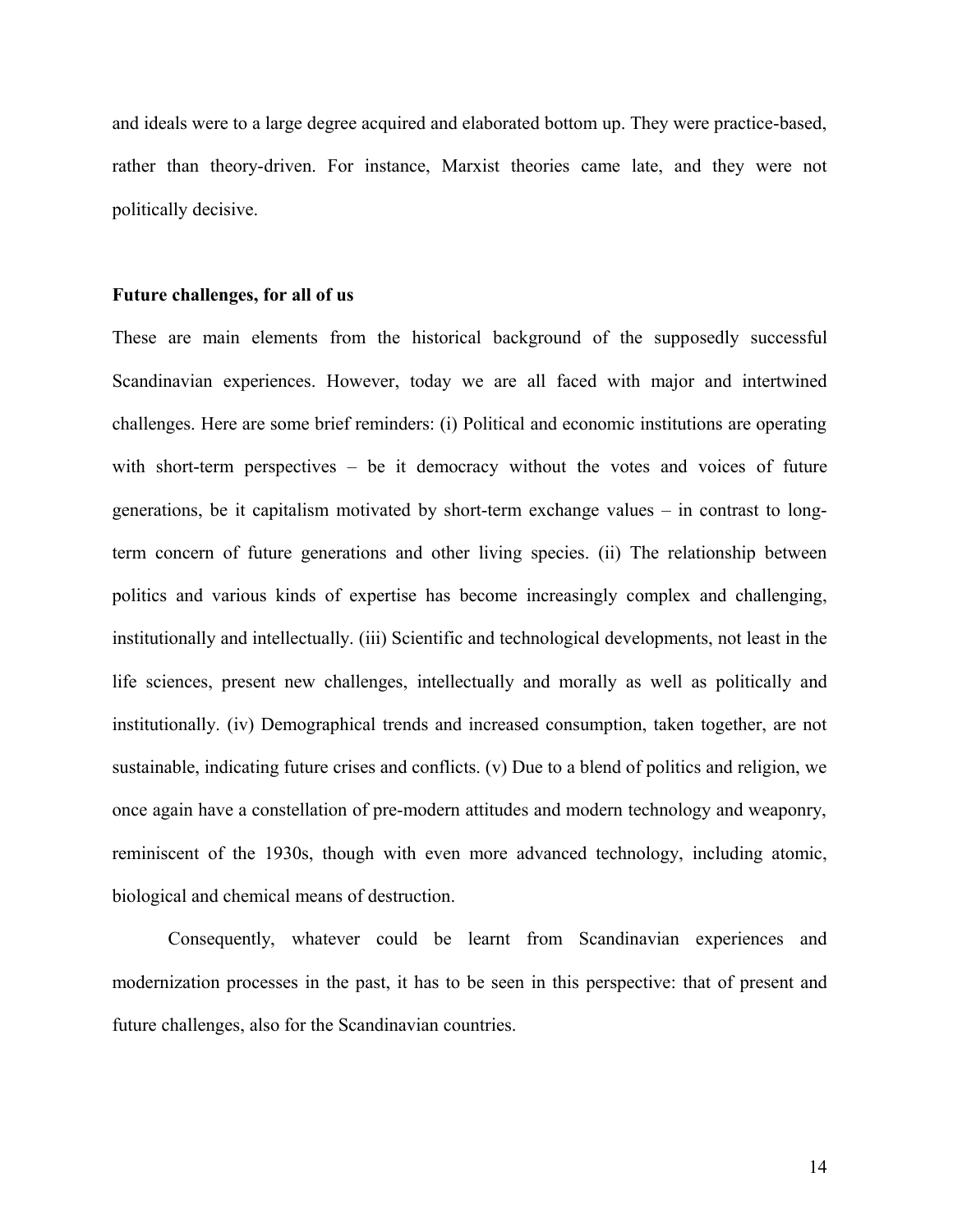and ideals were to a large degree acquired and elaborated bottom up. They were practice-based, rather than theory-driven. For instance, Marxist theories came late, and they were not politically decisive.

**Future challenges, for all of us**

These are main elements from the historical background of the supposedly successful Scandinavian experiences. However, today we are all faced with major and intertwined challenges. Here are some brief reminders: (i) Political and economic institutions are operating with short-term perspectives – be it democracy without the votes and voices of future generations, be it capitalism motivated by short-term exchange values – in contrast to long-term concern of future generations and other living species. (ii) The relationship between politics and various kinds of expertise has become increasingly complex and challenging, institutionally and intellectually. (iii) Scientific and technological developments, not least in the life sciences, present new challenges, intellectually and morally as well as politically and institutionally. (iv) Demographical trends and increased consumption, taken together, are not sustainable, indicating future crises and conflicts. (v) Due to a blend of politics and religion, we once again have a constellation of pre-modern attitudes and modern technology and weaponry, reminiscent of the 1930s, though with even more advanced technology, including atomic, biological and chemical means of destruction.

Consequently, whatever could be learnt from Scandinavian experiences and modernization processes in the past, it has to be seen in this perspective: that of present and future challenges, also for the Scandinavian countries.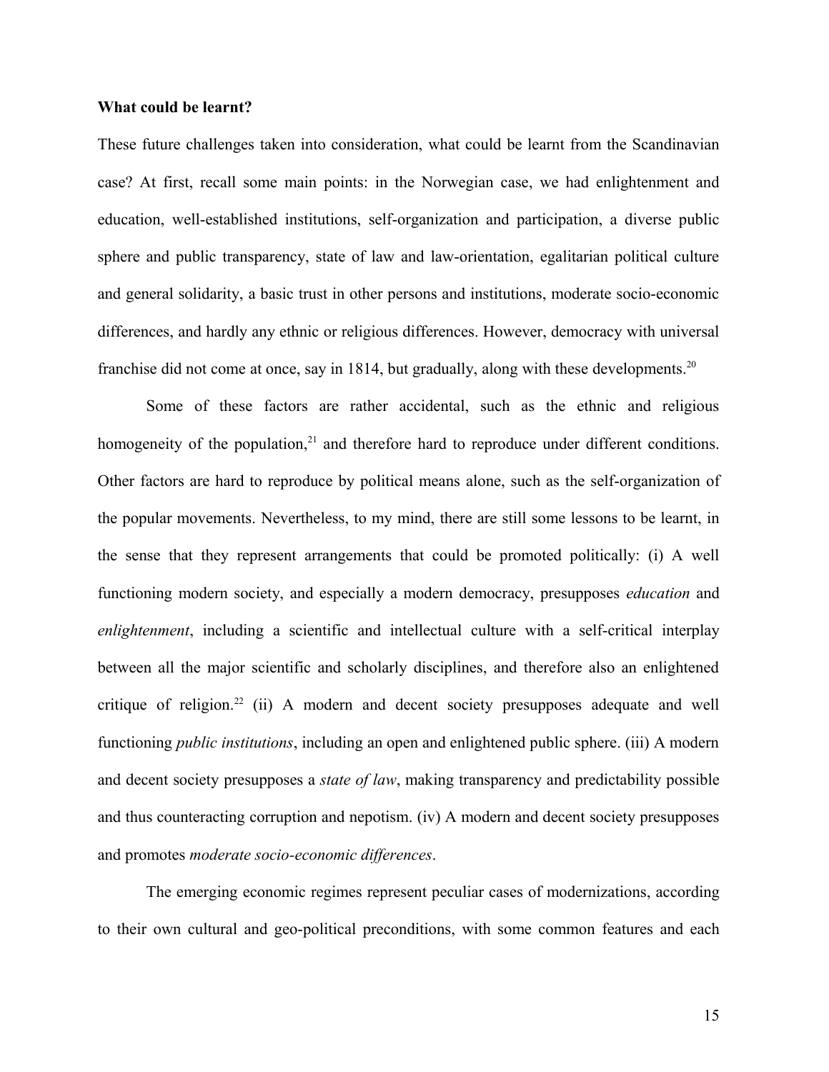**What could be learnt?**

These future challenges taken into consideration, what could be learnt from the Scandinavian case? At first, recall some main points: in the Norwegian case, we had enlightenment and education, well-established institutions, self-organization and participation, a diverse public sphere and public transparency, state of law and law-orientation, egalitarian political culture and general solidarity, a basic trust in other persons and institutions, moderate socio-economic differences, and hardly any ethnic or religious differences. However, democracy with universal franchise did not come at once, say in 1814, but gradually, along with these developments.[20]

Some of these factors are rather accidental, such as the ethnic and religious homogeneity of the population,[21] and therefore hard to reproduce under different conditions. Other factors are hard to reproduce by political means alone, such as the self-organization of the popular movements. Nevertheless, to my mind, there are still some lessons to be learnt, in the sense that they represent arrangements that could be promoted politically: (i) A well functioning modern society, and especially a modern democracy, presupposes *education* and *enlightenment*, including a scientific and intellectual culture with a self-critical interplay between all the major scientific and scholarly disciplines, and therefore also an enlightened critique of religion.[22] (ii) A modern and decent society presupposes adequate and well functioning *public institutions*, including an open and enlightened public sphere. (iii) A modern and decent society presupposes a *state of law*, making transparency and predictability possible and thus counteracting corruption and nepotism. (iv) A modern and decent society presupposes and promotes *moderate socio-economic differences*.

The emerging economic regimes represent peculiar cases of modernizations, according to their own cultural and geo-political preconditions, with some common features and each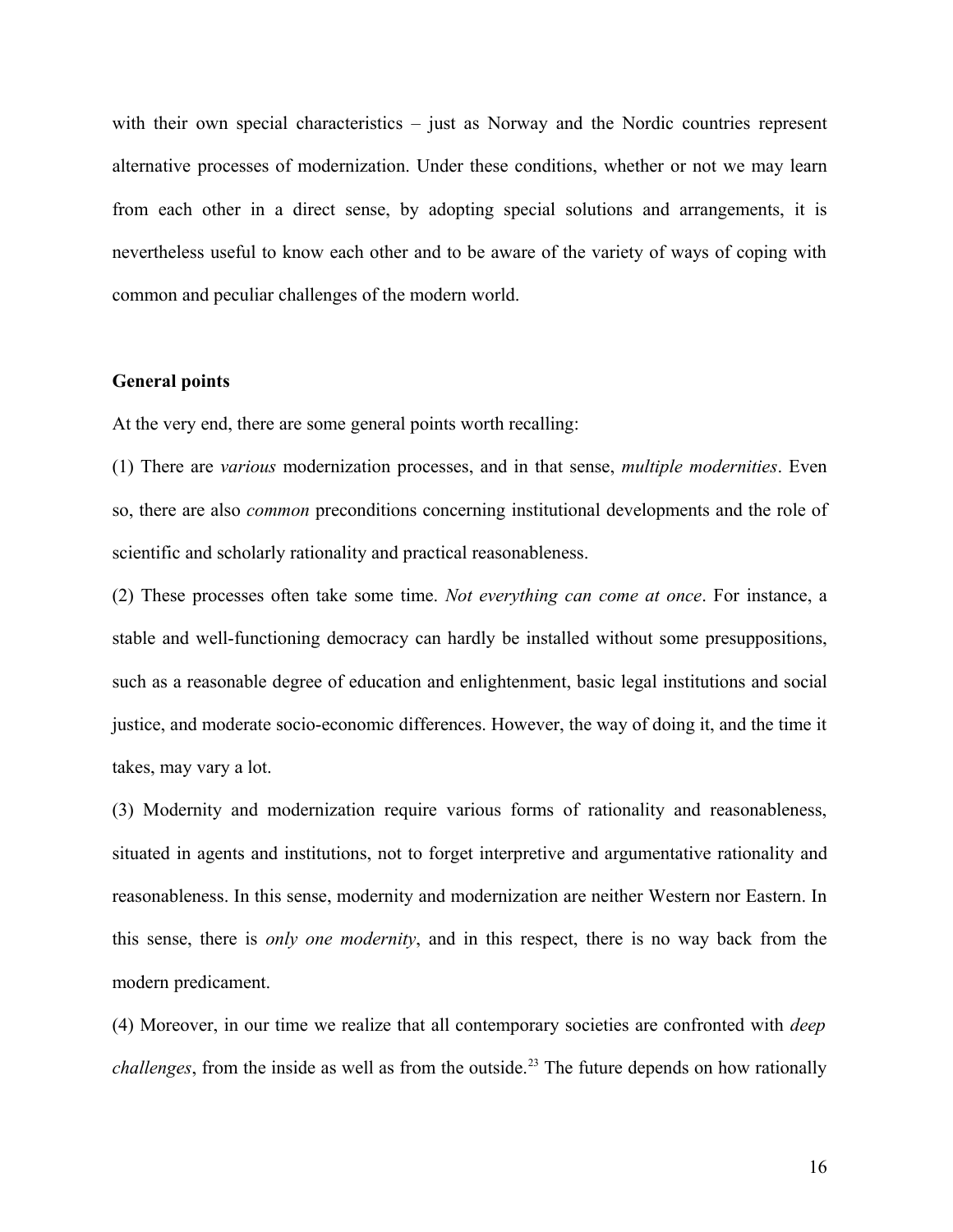with their own special characteristics – just as Norway and the Nordic countries represent alternative processes of modernization. Under these conditions, whether or not we may learn from each other in a direct sense, by adopting special solutions and arrangements, it is nevertheless useful to know each other and to be aware of the variety of ways of coping with common and peculiar challenges of the modern world.

**General points**

At the very end, there are some general points worth recalling:

(1) There are *various* modernization processes, and in that sense, *multiple modernities*. Even so, there are also *common* preconditions concerning institutional developments and the role of scientific and scholarly rationality and practical reasonableness.

(2) These processes often take some time. *Not everything can come at once*. For instance, a stable and well-functioning democracy can hardly be installed without some presuppositions, such as a reasonable degree of education and enlightenment, basic legal institutions and social justice, and moderate socio-economic differences. However, the way of doing it, and the time it takes, may vary a lot.

(3) Modernity and modernization require various forms of rationality and reasonableness, situated in agents and institutions, not to forget interpretive and argumentative rationality and reasonableness. In this sense, modernity and modernization are neither Western nor Eastern. In this sense, there is *only one modernity*, and in this respect, there is no way back from the modern predicament.

(4) Moreover, in our time we realize that all contemporary societies are confronted with *deep challenges*, from the inside as well as from the outside.[23] The future depends on how rationally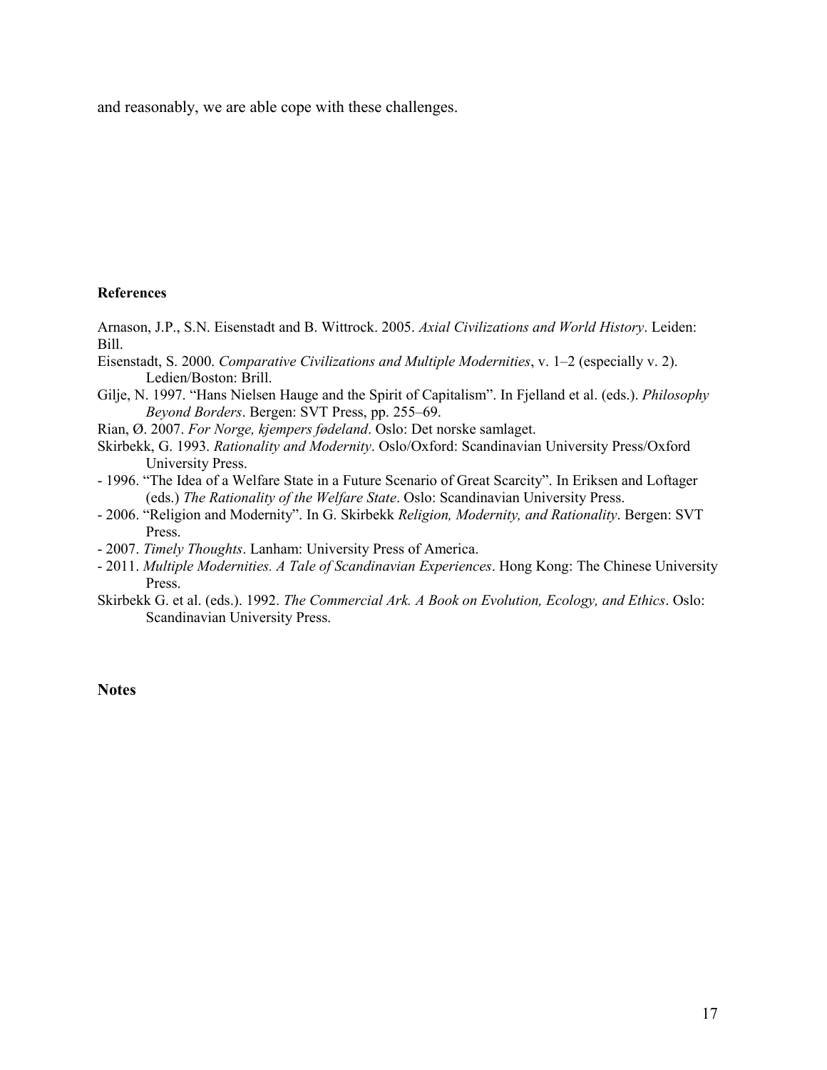and reasonably, we are able cope with these challenges.

**References**

Arnason, J.P., S.N. Eisenstadt and B. Wittrock. 2005. *Axial Civilizations and World History*. Leiden: Bill.

Eisenstadt, S. 2000. *Comparative Civilizations and Multiple Modernities*, v. 1–2 (especially v. 2). Ledien/Boston: Brill.

Gilje, N. 1997. "Hans Nielsen Hauge and the Spirit of Capitalism". In Fjelland et al. (eds.). *Philosophy Beyond Borders*. Bergen: SVT Press, pp. 255–69.

Rian, Ø. 2007. *For Norge, kjempers fødeland*. Oslo: Det norske samlaget.

Skirbekk, G. 1993. *Rationality and Modernity*. Oslo/Oxford: Scandinavian University Press/Oxford University Press.

- 1996. "The Idea of a Welfare State in a Future Scenario of Great Scarcity". In Eriksen and Loftager (eds.) *The Rationality of the Welfare State*. Oslo: Scandinavian University Press.
- 2006. "Religion and Modernity". In G. Skirbekk *Religion, Modernity, and Rationality*. Bergen: SVT Press.
- 2007. *Timely Thoughts*. Lanham: University Press of America.
- 2011. *Multiple Modernities. A Tale of Scandinavian Experiences*. Hong Kong: The Chinese University Press.

Skirbekk G. et al. (eds.). 1992. *The Commercial Ark. A Book on Evolution, Ecology, and Ethics*. Oslo: Scandinavian University Press.

**Notes**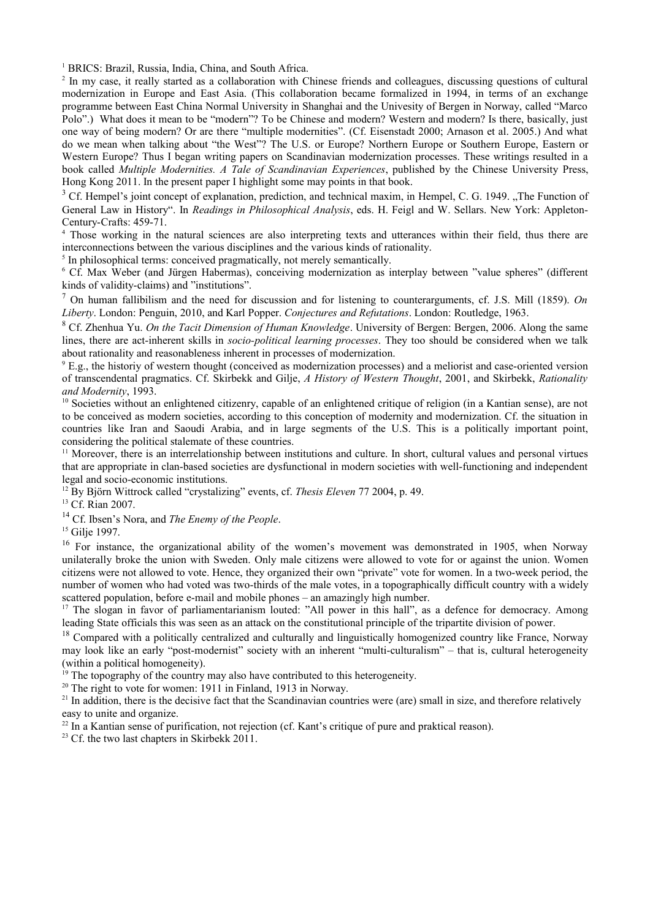[1] BRICS: Brazil, Russia, India, China, and South Africa.

[2] In my case, it really started as a collaboration with Chinese friends and colleagues, discussing questions of cultural modernization in Europe and East Asia. (This collaboration became formalized in 1994, in terms of an exchange programme between East China Normal University in Shanghai and the Univesity of Bergen in Norway, called "Marco Polo".) What does it mean to be "modern"? To be Chinese and modern? Western and modern? Is there, basically, just one way of being modern? Or are there "multiple modernities". (Cf. Eisenstadt 2000; Arnason et al. 2005.) And what do we mean when talking about "the West"? The U.S. or Europe? Northern Europe or Southern Europe, Eastern or Western Europe? Thus I began writing papers on Scandinavian modernization processes. These writings resulted in a book called *Multiple Modernities. A Tale of Scandinavian Experiences*, published by the Chinese University Press, Hong Kong 2011. In the present paper I highlight some may points in that book.

[3] Cf. Hempel's joint concept of explanation, prediction, and technical maxim, in Hempel, C. G. 1949. „The Function of General Law in History". In *Readings in Philosophical Analysis*, eds. H. Feigl and W. Sellars. New York: Appleton-Century-Crafts: 459-71.

[4] Those working in the natural sciences are also interpreting texts and utterances within their field, thus there are interconnections between the various disciplines and the various kinds of rationality.

[5] In philosophical terms: conceived pragmatically, not merely semantically.

[6] Cf. Max Weber (and Jürgen Habermas), conceiving modernization as interplay between "value spheres" (different kinds of validity-claims) and "institutions".

[7] On human fallibilism and the need for discussion and for listening to counterarguments, cf. J.S. Mill (1859). *On Liberty*. London: Penguin, 2010, and Karl Popper. *Conjectures and Refutations*. London: Routledge, 1963.

[8] Cf. Zhenhua Yu. *On the Tacit Dimension of Human Knowledge*. University of Bergen: Bergen, 2006. Along the same lines, there are act-inherent skills in *socio-political learning processes*. They too should be considered when we talk about rationality and reasonableness inherent in processes of modernization.

[9] E.g., the historiy of western thought (conceived as modernization processes) and a meliorist and case-oriented version of transcendental pragmatics. Cf. Skirbekk and Gilje, *A History of Western Thought*, 2001, and Skirbekk, *Rationality and Modernity*, 1993.

[10] Societies without an enlightened citizenry, capable of an enlightened critique of religion (in a Kantian sense), are not to be conceived as modern societies, according to this conception of modernity and modernization. Cf. the situation in countries like Iran and Saoudi Arabia, and in large segments of the U.S. This is a politically important point, considering the political stalemate of these countries.

[11] Moreover, there is an interrelationship between institutions and culture. In short, cultural values and personal virtues that are appropriate in clan-based societies are dysfunctional in modern societies with well-functioning and independent legal and socio-economic institutions.

[12] By Björn Wittrock called "crystalizing" events, cf. *Thesis Eleven* 77 2004, p. 49.

[13] Cf. Rian 2007.

[14] Cf. Ibsen's Nora, and *The Enemy of the People*.

[15] Gilje 1997.

[16] For instance, the organizational ability of the women's movement was demonstrated in 1905, when Norway unilaterally broke the union with Sweden. Only male citizens were allowed to vote for or against the union. Women citizens were not allowed to vote. Hence, they organized their own "private" vote for women. In a two-week period, the number of women who had voted was two-thirds of the male votes, in a topographically difficult country with a widely scattered population, before e-mail and mobile phones – an amazingly high number.

[17] The slogan in favor of parliamentarianism louted: "All power in this hall", as a defence for democracy. Among leading State officials this was seen as an attack on the constitutional principle of the tripartite division of power.

[18] Compared with a politically centralized and culturally and linguistically homogenized country like France, Norway may look like an early "post-modernist" society with an inherent "multi-culturalism" – that is, cultural heterogeneity (within a political homogeneity).

[19] The topography of the country may also have contributed to this heterogeneity.

[20] The right to vote for women: 1911 in Finland, 1913 in Norway.

[21] In addition, there is the decisive fact that the Scandinavian countries were (are) small in size, and therefore relatively easy to unite and organize.

[22] In a Kantian sense of purification, not rejection (cf. Kant's critique of pure and praktical reason).

[23] Cf. the two last chapters in Skirbekk 2011.